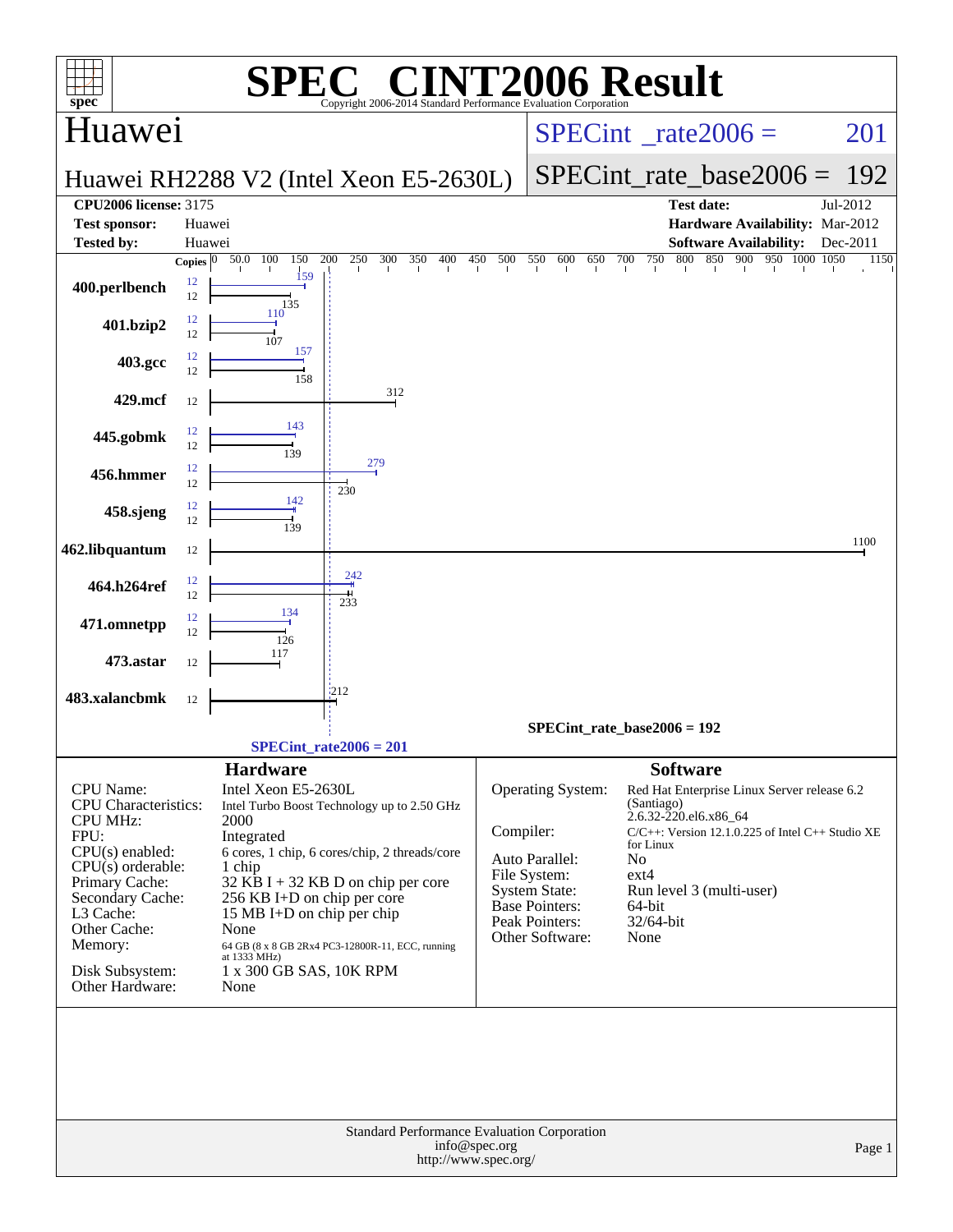# SPEC CINT2006 Result

Copyright 2006-2014 Standard Performance Evaluation Corporation

## Huawei

**Huawei RH2288 V2 (Intel Xeon E5-2630L)**

SPECint_rate2006 = 201

SPECint_rate_base2006 = 192

| | | | |
|---|---|---|---|
| **CPU2006 license:** 3175 | | **Test date:** | Jul-2012 |
| **Test sponsor:** | Huawei | **Hardware Availability:** | Mar-2012 |
| **Tested by:** | Huawei | **Software Availability:** | Dec-2011 |

| Benchmark | Copies (peak) | Peak | Copies (base) | Base |
|---|---|---|---|---|
| 400.perlbench | 12 | 159 | 12 | 135 |
| 401.bzip2 | 12 | 110 | 12 | 107 |
| 403.gcc | 12 | 157 | 12 | 158 |
| 429.mcf | | | 12 | 312 |
| 445.gobmk | 12 | 143 | 12 | 139 |
| 456.hmmer | 12 | 279 | 12 | 230 |
| 458.sjeng | 12 | 142 | 12 | 139 |
| 462.libquantum | | | 12 | 1100 |
| 464.h264ref | 12 | 242 | 12 | 233 |
| 471.omnetpp | 12 | 134 | 12 | 126 |
| 473.astar | | | 12 | 117 |
| 483.xalancbmk | | | 12 | 212 |

SPECint_rate_base2006 = 192

SPECint_rate2006 = 201

### Hardware

| | |
|---|---|
| CPU Name: | Intel Xeon E5-2630L |
| CPU Characteristics: | Intel Turbo Boost Technology up to 2.50 GHz |
| CPU MHz: | 2000 |
| FPU: | Integrated |
| CPU(s) enabled: | 6 cores, 1 chip, 6 cores/chip, 2 threads/core |
| CPU(s) orderable: | 1 chip |
| Primary Cache: | 32 KB I + 32 KB D on chip per core |
| Secondary Cache: | 256 KB I+D on chip per core |
| L3 Cache: | 15 MB I+D on chip per chip |
| Other Cache: | None |
| Memory: | 64 GB (8 x 8 GB 2Rx4 PC3-12800R-11, ECC, running at 1333 MHz) |
| Disk Subsystem: | 1 x 300 GB SAS, 10K RPM |
| Other Hardware: | None |

### Software

| | |
|---|---|
| Operating System: | Red Hat Enterprise Linux Server release 6.2 (Santiago) 2.6.32-220.el6.x86_64 |
| Compiler: | C/C++: Version 12.1.0.225 of Intel C++ Studio XE for Linux |
| Auto Parallel: | No |
| File System: | ext4 |
| System State: | Run level 3 (multi-user) |
| Base Pointers: | 64-bit |
| Peak Pointers: | 32/64-bit |
| Other Software: | None |

Standard Performance Evaluation Corporation
info@spec.org
http://www.spec.org/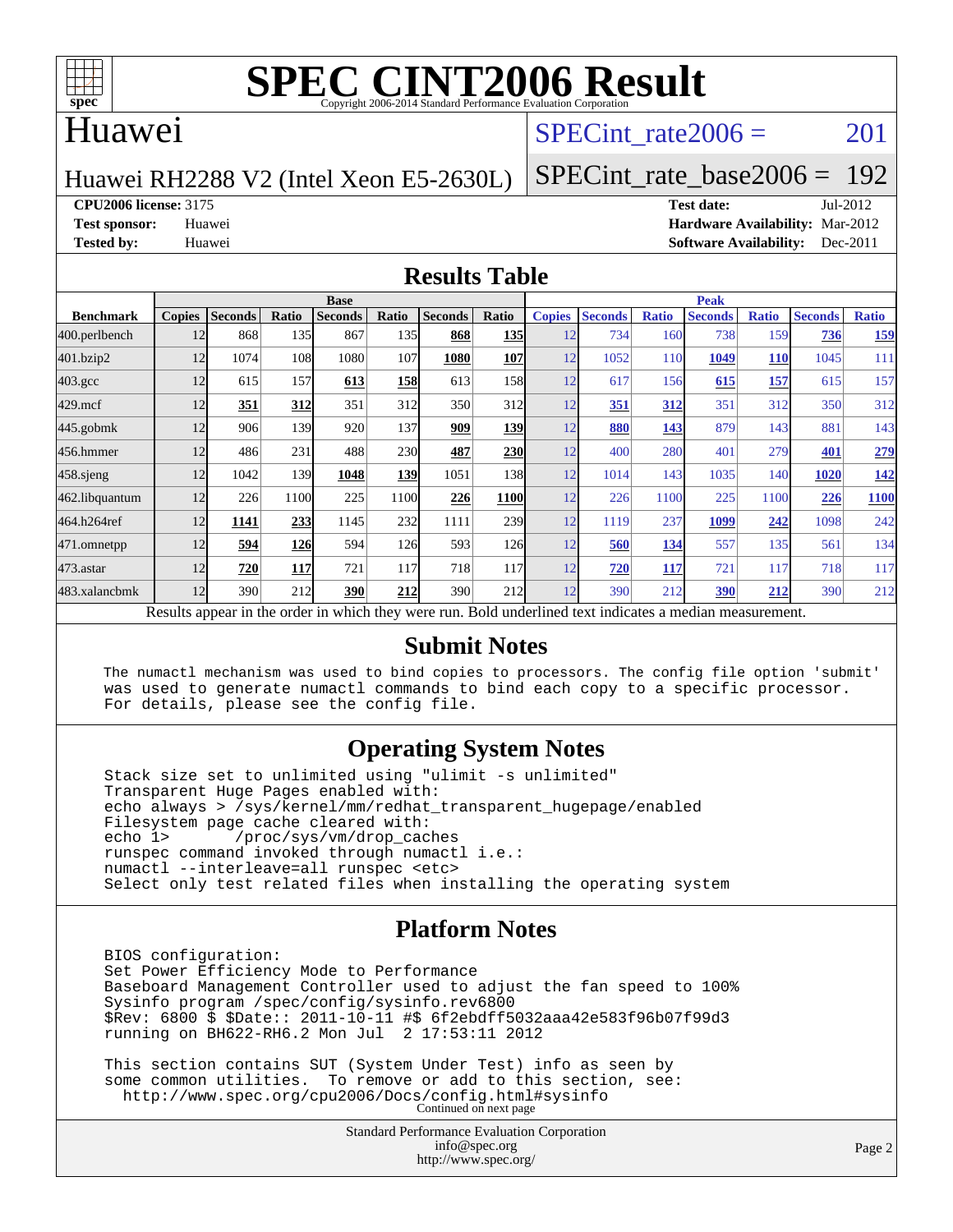# SPEC CINT2006 Result

Copyright 2006-2014 Standard Performance Evaluation Corporation

## Huawei

Huawei RH2288 V2 (Intel Xeon E5-2630L)

SPECint_rate2006 = 201

SPECint_rate_base2006 = 192

**CPU2006 license:** 3175
**Test sponsor:** Huawei
**Tested by:** Huawei

**Test date:** Jul-2012
**Hardware Availability:** Mar-2012
**Software Availability:** Dec-2011

## Results Table

| Benchmark | Base | | | | | | | Peak | | | | | | |
|---|---|---|---|---|---|---|---|---|---|---|---|---|---|---|
| | Copies | Seconds | Ratio | Seconds | Ratio | Seconds | Ratio | Copies | Seconds | Ratio | Seconds | Ratio | Seconds | Ratio |
| 400.perlbench | 12 | 868 | 135 | 867 | 135 | **868** | **135** | 12 | 734 | 160 | 738 | 159 | **736** | **159** |
| 401.bzip2 | 12 | 1074 | 108 | 1080 | 107 | **1080** | **107** | 12 | 1052 | 110 | **1049** | **110** | 1045 | 111 |
| 403.gcc | 12 | 615 | 157 | **613** | **158** | 613 | 158 | 12 | 617 | 156 | **615** | **157** | 615 | 157 |
| 429.mcf | 12 | **351** | **312** | 351 | 312 | 350 | 312 | 12 | **351** | **312** | 351 | 312 | 350 | 312 |
| 445.gobmk | 12 | 906 | 139 | 920 | 137 | **909** | **139** | 12 | **880** | **143** | 879 | 143 | 881 | 143 |
| 456.hmmer | 12 | 486 | 231 | 488 | 230 | **487** | **230** | 12 | 400 | 280 | 401 | 279 | **401** | **279** |
| 458.sjeng | 12 | 1042 | 139 | **1048** | **139** | 1051 | 138 | 12 | 1014 | 143 | 1035 | 140 | **1020** | **142** |
| 462.libquantum | 12 | 226 | 1100 | 225 | 1100 | **226** | **1100** | 12 | 226 | 1100 | 225 | 1100 | **226** | **1100** |
| 464.h264ref | 12 | **1141** | **233** | 1145 | 232 | 1111 | 239 | 12 | 1119 | 237 | **1099** | **242** | 1098 | 242 |
| 471.omnetpp | 12 | **594** | **126** | 594 | 126 | 593 | 126 | 12 | **560** | **134** | 557 | 135 | 561 | 134 |
| 473.astar | 12 | **720** | **117** | 721 | 117 | 718 | 117 | 12 | **720** | **117** | 721 | 117 | 718 | 117 |
| 483.xalancbmk | 12 | 390 | 212 | **390** | **212** | 390 | 212 | 12 | 390 | 212 | **390** | **212** | 390 | 212 |

Results appear in the order in which they were run. Bold underlined text indicates a median measurement.

## Submit Notes

```
The numactl mechanism was used to bind copies to processors. The config file option 'submit'
was used to generate numactl commands to bind each copy to a specific processor.
For details, please see the config file.
```

## Operating System Notes

```
Stack size set to unlimited using "ulimit -s unlimited"
Transparent Huge Pages enabled with:
echo always > /sys/kernel/mm/redhat_transparent_hugepage/enabled
Filesystem page cache cleared with:
echo 1>       /proc/sys/vm/drop_caches
runspec command invoked through numactl i.e.:
numactl --interleave=all runspec <etc>
Select only test related files when installing the operating system
```

## Platform Notes

```
BIOS configuration:
Set Power Efficiency Mode to Performance
Baseboard Management Controller used to adjust the fan speed to 100%
Sysinfo program /spec/config/sysinfo.rev6800
$Rev: 6800 $ $Date:: 2011-10-11 #$ 6f2ebdff5032aaa42e583f96b07f99d3
running on BH622-RH6.2 Mon Jul  2 17:53:11 2012

This section contains SUT (System Under Test) info as seen by
some common utilities.  To remove or add to this section, see:
  http://www.spec.org/cpu2006/Docs/config.html#sysinfo
```

Continued on next page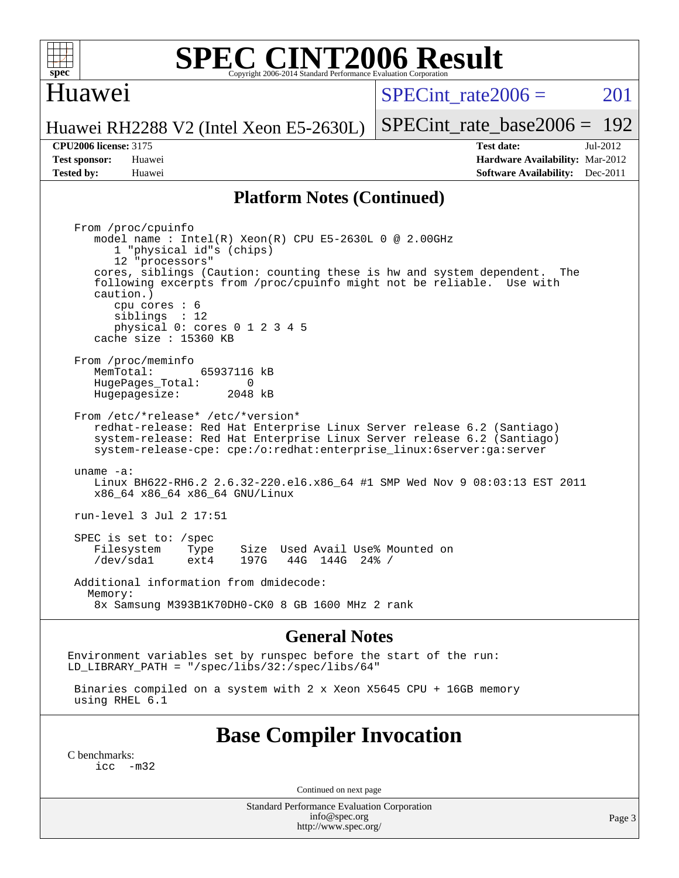# SPEC CINT2006 Result

Copyright 2006-2014 Standard Performance Evaluation Corporation

## Huawei

Huawei RH2288 V2 (Intel Xeon E5-2630L)

SPECint_rate2006 = 201

SPECint_rate_base2006 = 192

**CPU2006 license:** 3175
**Test sponsor:** Huawei
**Tested by:** Huawei

**Test date:** Jul-2012
**Hardware Availability:** Mar-2012
**Software Availability:** Dec-2011

## Platform Notes (Continued)

```
From /proc/cpuinfo
   model name : Intel(R) Xeon(R) CPU E5-2630L 0 @ 2.00GHz
      1 "physical id"s (chips)
      12 "processors"
   cores, siblings (Caution: counting these is hw and system dependent.  The
   following excerpts from /proc/cpuinfo might not be reliable.  Use with
   caution.)
      cpu cores : 6
      siblings  : 12
      physical 0: cores 0 1 2 3 4 5
   cache size : 15360 KB

From /proc/meminfo
   MemTotal:       65937116 kB
   HugePages_Total:       0
   Hugepagesize:       2048 kB

From /etc/*release* /etc/*version*
   redhat-release: Red Hat Enterprise Linux Server release 6.2 (Santiago)
   system-release: Red Hat Enterprise Linux Server release 6.2 (Santiago)
   system-release-cpe: cpe:/o:redhat:enterprise_linux:6server:ga:server

uname -a:
   Linux BH622-RH6.2 2.6.32-220.el6.x86_64 #1 SMP Wed Nov 9 08:03:13 EST 2011
   x86_64 x86_64 x86_64 GNU/Linux

run-level 3 Jul 2 17:51

SPEC is set to: /spec
   Filesystem    Type    Size  Used Avail Use% Mounted on
   /dev/sda1     ext4    197G   44G  144G  24% /

Additional information from dmidecode:
  Memory:
   8x Samsung M393B1K70DH0-CK0 8 GB 1600 MHz 2 rank
```

## General Notes

```
Environment variables set by runspec before the start of the run:
LD_LIBRARY_PATH = "/spec/libs/32:/spec/libs/64"

 Binaries compiled on a system with 2 x Xeon X5645 CPU + 16GB memory
 using RHEL 6.1
```

## Base Compiler Invocation

C benchmarks:
```
icc  -m32
```

Continued on next page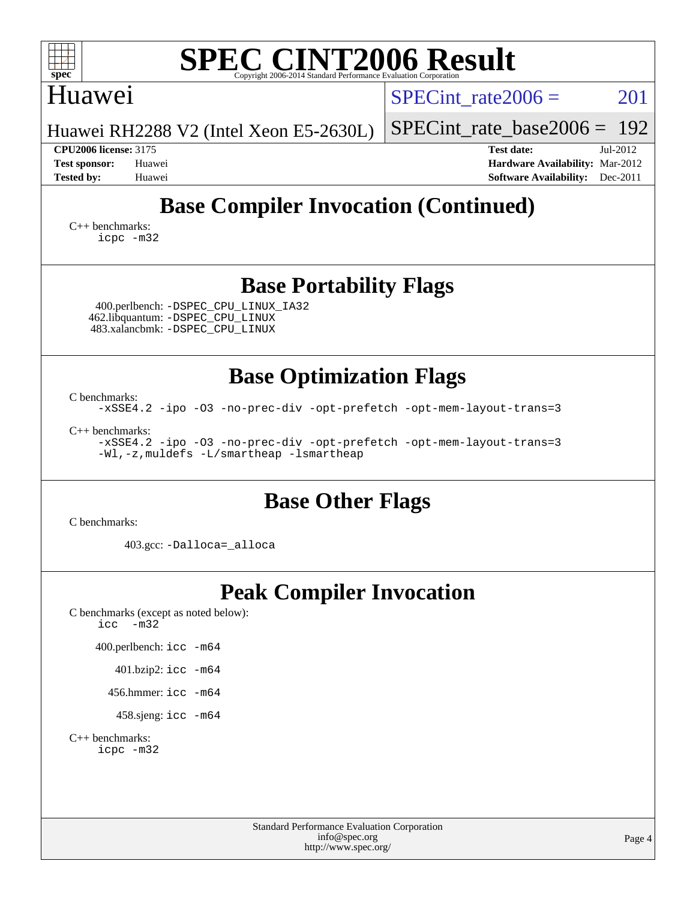# SPEC CINT2006 Result

## Huawei

Huawei RH2288 V2 (Intel Xeon E5-2630L)

SPECint_rate2006 = 201

SPECint_rate_base2006 = 192

**CPU2006 license:** 3175
**Test sponsor:** Huawei
**Tested by:** Huawei

**Test date:** Jul-2012
**Hardware Availability:** Mar-2012
**Software Availability:** Dec-2011

## Base Compiler Invocation (Continued)

C++ benchmarks:
```
icpc -m32
```

## Base Portability Flags

400.perlbench: `-DSPEC_CPU_LINUX_IA32`
462.libquantum: `-DSPEC_CPU_LINUX`
483.xalancbmk: `-DSPEC_CPU_LINUX`

## Base Optimization Flags

C benchmarks:
```
-xSSE4.2 -ipo -O3 -no-prec-div -opt-prefetch -opt-mem-layout-trans=3
```

C++ benchmarks:
```
-xSSE4.2 -ipo -O3 -no-prec-div -opt-prefetch -opt-mem-layout-trans=3
-Wl,-z,muldefs -L/smartheap -lsmartheap
```

## Base Other Flags

C benchmarks:

403.gcc: `-Dalloca=_alloca`

## Peak Compiler Invocation

C benchmarks (except as noted below):
```
icc  -m32
```

400.perlbench: `icc -m64`

401.bzip2: `icc -m64`

456.hmmer: `icc -m64`

458.sjeng: `icc -m64`

C++ benchmarks:
```
icpc -m32
```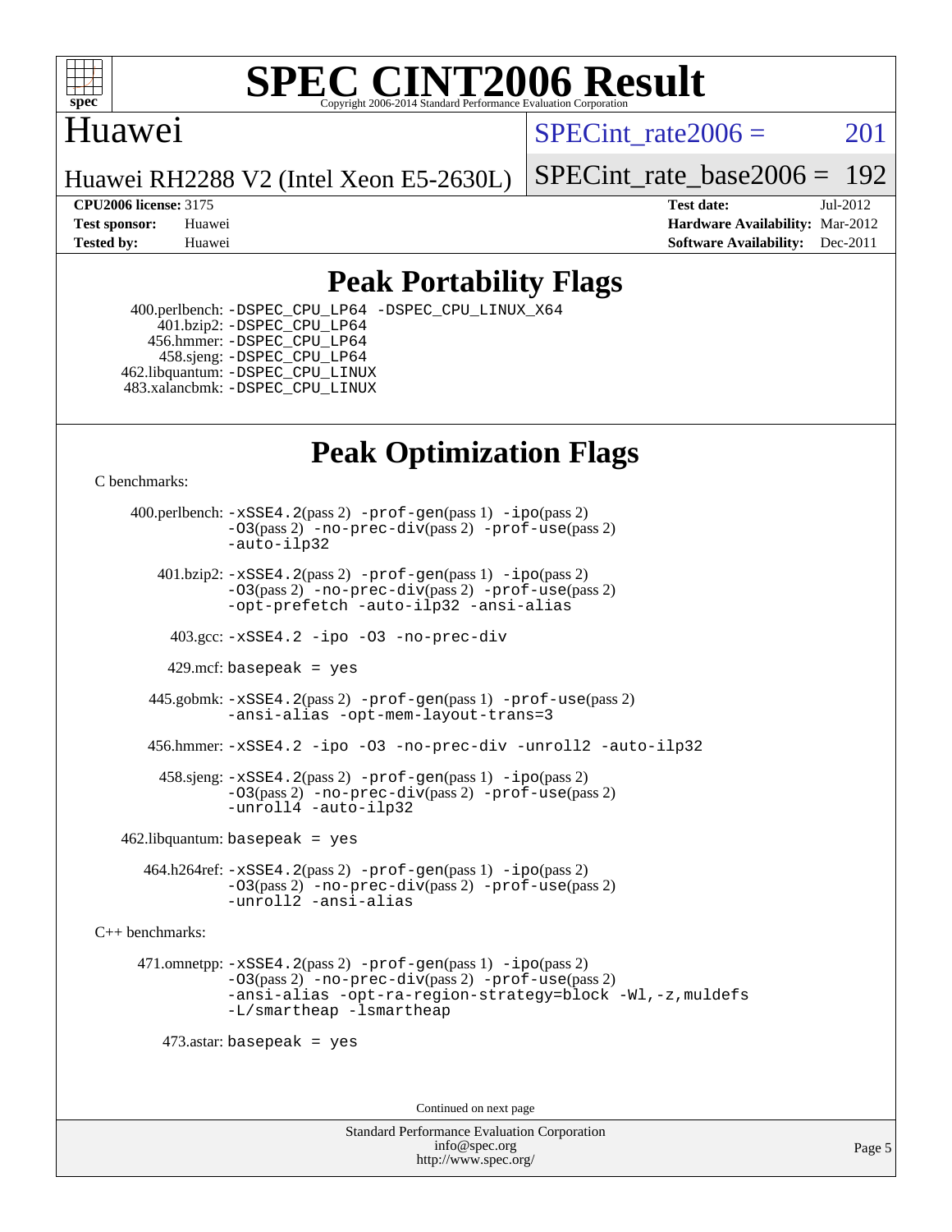# Peak Portability Flags

400.perlbench: -DSPEC_CPU_LP64 -DSPEC_CPU_LINUX_X64
401.bzip2: -DSPEC_CPU_LP64
456.hmmer: -DSPEC_CPU_LP64
458.sjeng: -DSPEC_CPU_LP64
462.libquantum: -DSPEC_CPU_LINUX
483.xalancbmk: -DSPEC_CPU_LINUX

# Peak Optimization Flags

C benchmarks:

400.perlbench: -xSSE4.2(pass 2) -prof-gen(pass 1) -ipo(pass 2) -O3(pass 2) -no-prec-div(pass 2) -prof-use(pass 2) -auto-ilp32

401.bzip2: -xSSE4.2(pass 2) -prof-gen(pass 1) -ipo(pass 2) -O3(pass 2) -no-prec-div(pass 2) -prof-use(pass 2) -opt-prefetch -auto-ilp32 -ansi-alias

403.gcc: -xSSE4.2 -ipo -O3 -no-prec-div

429.mcf: basepeak = yes

445.gobmk: -xSSE4.2(pass 2) -prof-gen(pass 1) -prof-use(pass 2) -ansi-alias -opt-mem-layout-trans=3

456.hmmer: -xSSE4.2 -ipo -O3 -no-prec-div -unroll2 -auto-ilp32

458.sjeng: -xSSE4.2(pass 2) -prof-gen(pass 1) -ipo(pass 2) -O3(pass 2) -no-prec-div(pass 2) -prof-use(pass 2) -unroll4 -auto-ilp32

462.libquantum: basepeak = yes

464.h264ref: -xSSE4.2(pass 2) -prof-gen(pass 1) -ipo(pass 2) -O3(pass 2) -no-prec-div(pass 2) -prof-use(pass 2) -unroll2 -ansi-alias

C++ benchmarks:

471.omnetpp: -xSSE4.2(pass 2) -prof-gen(pass 1) -ipo(pass 2) -O3(pass 2) -no-prec-div(pass 2) -prof-use(pass 2) -ansi-alias -opt-ra-region-strategy=block -Wl,-z,muldefs -L/smartheap -lsmartheap

473.astar: basepeak = yes

Continued on next page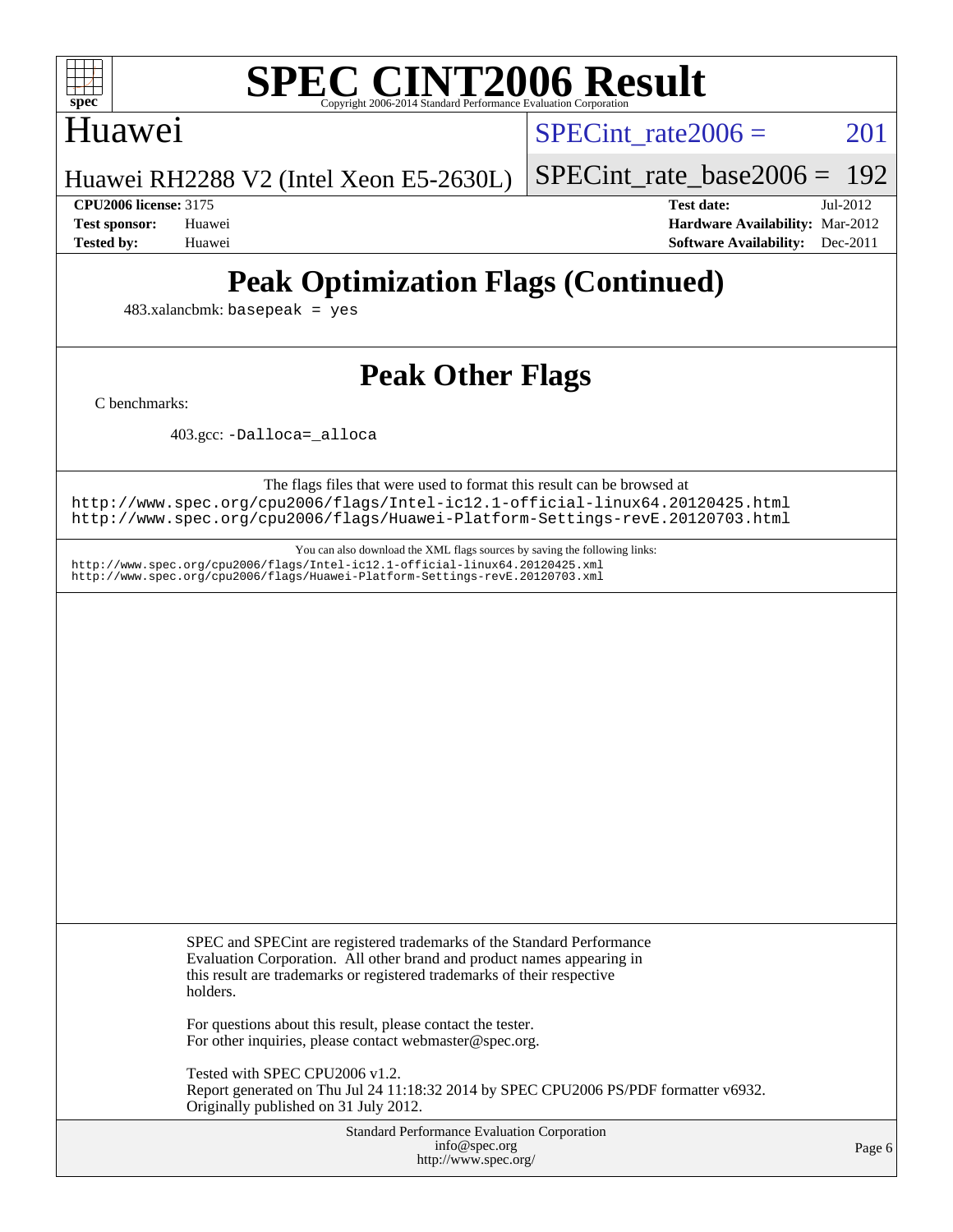# Peak Optimization Flags (Continued)

483.xalancbmk: basepeak = yes

# Peak Other Flags

C benchmarks:

403.gcc: -Dalloca=_alloca

The flags files that were used to format this result can be browsed at
http://www.spec.org/cpu2006/flags/Intel-ic12.1-official-linux64.20120425.html
http://www.spec.org/cpu2006/flags/Huawei-Platform-Settings-revE.20120703.html

You can also download the XML flags sources by saving the following links:
http://www.spec.org/cpu2006/flags/Intel-ic12.1-official-linux64.20120425.xml
http://www.spec.org/cpu2006/flags/Huawei-Platform-Settings-revE.20120703.xml

SPEC and SPECint are registered trademarks of the Standard Performance Evaluation Corporation. All other brand and product names appearing in this result are trademarks or registered trademarks of their respective holders.

For questions about this result, please contact the tester.
For other inquiries, please contact webmaster@spec.org.

Tested with SPEC CPU2006 v1.2.
Report generated on Thu Jul 24 11:18:32 2014 by SPEC CPU2006 PS/PDF formatter v6932.
Originally published on 31 July 2012.